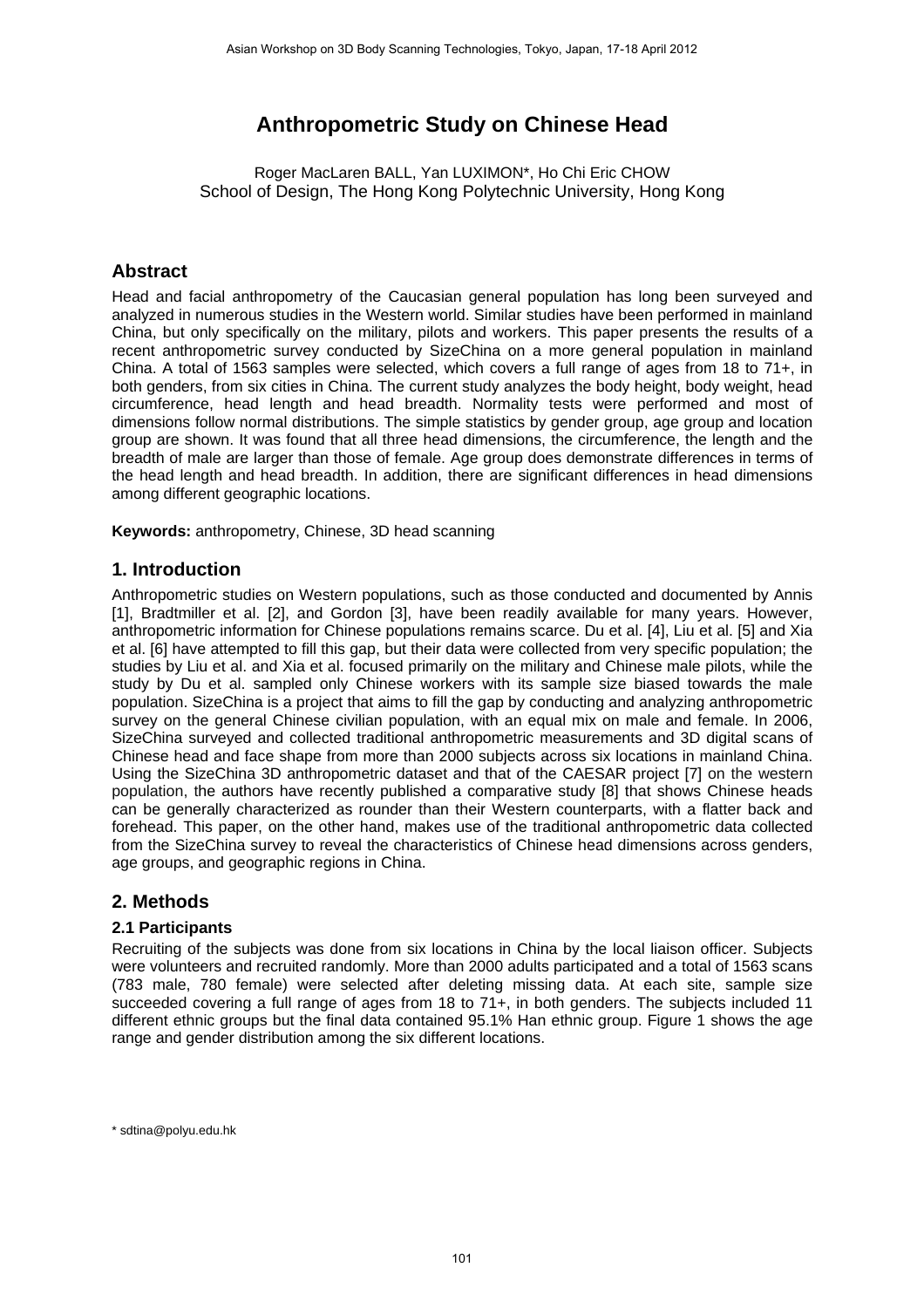# Anthropometric Study on Chinese Head

Roger MacLaren BALL, Yan LUXIMON*, Ho Chi Eric CHOW
School of Design, The Hong Kong Polytechnic University, Hong Kong

## Abstract

Head and facial anthropometry of the Caucasian general population has long been surveyed and analyzed in numerous studies in the Western world. Similar studies have been performed in mainland China, but only specifically on the military, pilots and workers. This paper presents the results of a recent anthropometric survey conducted by SizeChina on a more general population in mainland China. A total of 1563 samples were selected, which covers a full range of ages from 18 to 71+, in both genders, from six cities in China. The current study analyzes the body height, body weight, head circumference, head length and head breadth. Normality tests were performed and most of dimensions follow normal distributions. The simple statistics by gender group, age group and location group are shown. It was found that all three head dimensions, the circumference, the length and the breadth of male are larger than those of female. Age group does demonstrate differences in terms of the head length and head breadth. In addition, there are significant differences in head dimensions among different geographic locations.

**Keywords:** anthropometry, Chinese, 3D head scanning

## 1. Introduction

Anthropometric studies on Western populations, such as those conducted and documented by Annis [1], Bradtmiller et al. [2], and Gordon [3], have been readily available for many years. However, anthropometric information for Chinese populations remains scarce. Du et al. [4], Liu et al. [5] and Xia et al. [6] have attempted to fill this gap, but their data were collected from very specific population; the studies by Liu et al. and Xia et al. focused primarily on the military and Chinese male pilots, while the study by Du et al. sampled only Chinese workers with its sample size biased towards the male population. SizeChina is a project that aims to fill the gap by conducting and analyzing anthropometric survey on the general Chinese civilian population, with an equal mix on male and female. In 2006, SizeChina surveyed and collected traditional anthropometric measurements and 3D digital scans of Chinese head and face shape from more than 2000 subjects across six locations in mainland China. Using the SizeChina 3D anthropometric dataset and that of the CAESAR project [7] on the western population, the authors have recently published a comparative study [8] that shows Chinese heads can be generally characterized as rounder than their Western counterparts, with a flatter back and forehead. This paper, on the other hand, makes use of the traditional anthropometric data collected from the SizeChina survey to reveal the characteristics of Chinese head dimensions across genders, age groups, and geographic regions in China.

## 2. Methods

### 2.1 Participants

Recruiting of the subjects was done from six locations in China by the local liaison officer. Subjects were volunteers and recruited randomly. More than 2000 adults participated and a total of 1563 scans (783 male, 780 female) were selected after deleting missing data. At each site, sample size succeeded covering a full range of ages from 18 to 71+, in both genders. The subjects included 11 different ethnic groups but the final data contained 95.1% Han ethnic group. Figure 1 shows the age range and gender distribution among the six different locations.

\* sdtina@polyu.edu.hk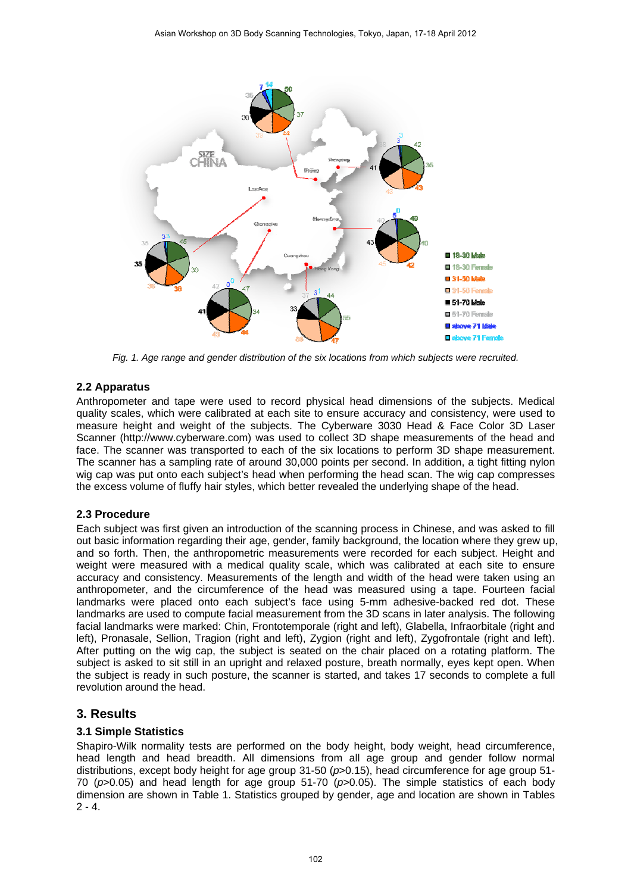Fig. 1. Age range and gender distribution of the six locations from which subjects were recruited.

### 2.2 Apparatus

Anthropometer and tape were used to record physical head dimensions of the subjects. Medical quality scales, which were calibrated at each site to ensure accuracy and consistency, were used to measure height and weight of the subjects. The Cyberware 3030 Head & Face Color 3D Laser Scanner (http://www.cyberware.com) was used to collect 3D shape measurements of the head and face. The scanner was transported to each of the six locations to perform 3D shape measurement. The scanner has a sampling rate of around 30,000 points per second. In addition, a tight fitting nylon wig cap was put onto each subject's head when performing the head scan. The wig cap compresses the excess volume of fluffy hair styles, which better revealed the underlying shape of the head.

### 2.3 Procedure

Each subject was first given an introduction of the scanning process in Chinese, and was asked to fill out basic information regarding their age, gender, family background, the location where they grew up, and so forth. Then, the anthropometric measurements were recorded for each subject. Height and weight were measured with a medical quality scale, which was calibrated at each site to ensure accuracy and consistency. Measurements of the length and width of the head were taken using an anthropometer, and the circumference of the head was measured using a tape. Fourteen facial landmarks were placed onto each subject's face using 5-mm adhesive-backed red dot. These landmarks are used to compute facial measurement from the 3D scans in later analysis. The following facial landmarks were marked: Chin, Frontotemporale (right and left), Glabella, Infraorbitale (right and left), Pronasale, Sellion, Tragion (right and left), Zygion (right and left), Zygofrontale (right and left). After putting on the wig cap, the subject is seated on the chair placed on a rotating platform. The subject is asked to sit still in an upright and relaxed posture, breath normally, eyes kept open. When the subject is ready in such posture, the scanner is started, and takes 17 seconds to complete a full revolution around the head.

## 3. Results

### 3.1 Simple Statistics

Shapiro-Wilk normality tests are performed on the body height, body weight, head circumference, head length and head breadth. All dimensions from all age group and gender follow normal distributions, except body height for age group 31-50 ($p$>0.15), head circumference for age group 51-70 ($p$>0.05) and head length for age group 51-70 ($p$>0.05). The simple statistics of each body dimension are shown in Table 1. Statistics grouped by gender, age and location are shown in Tables 2 - 4.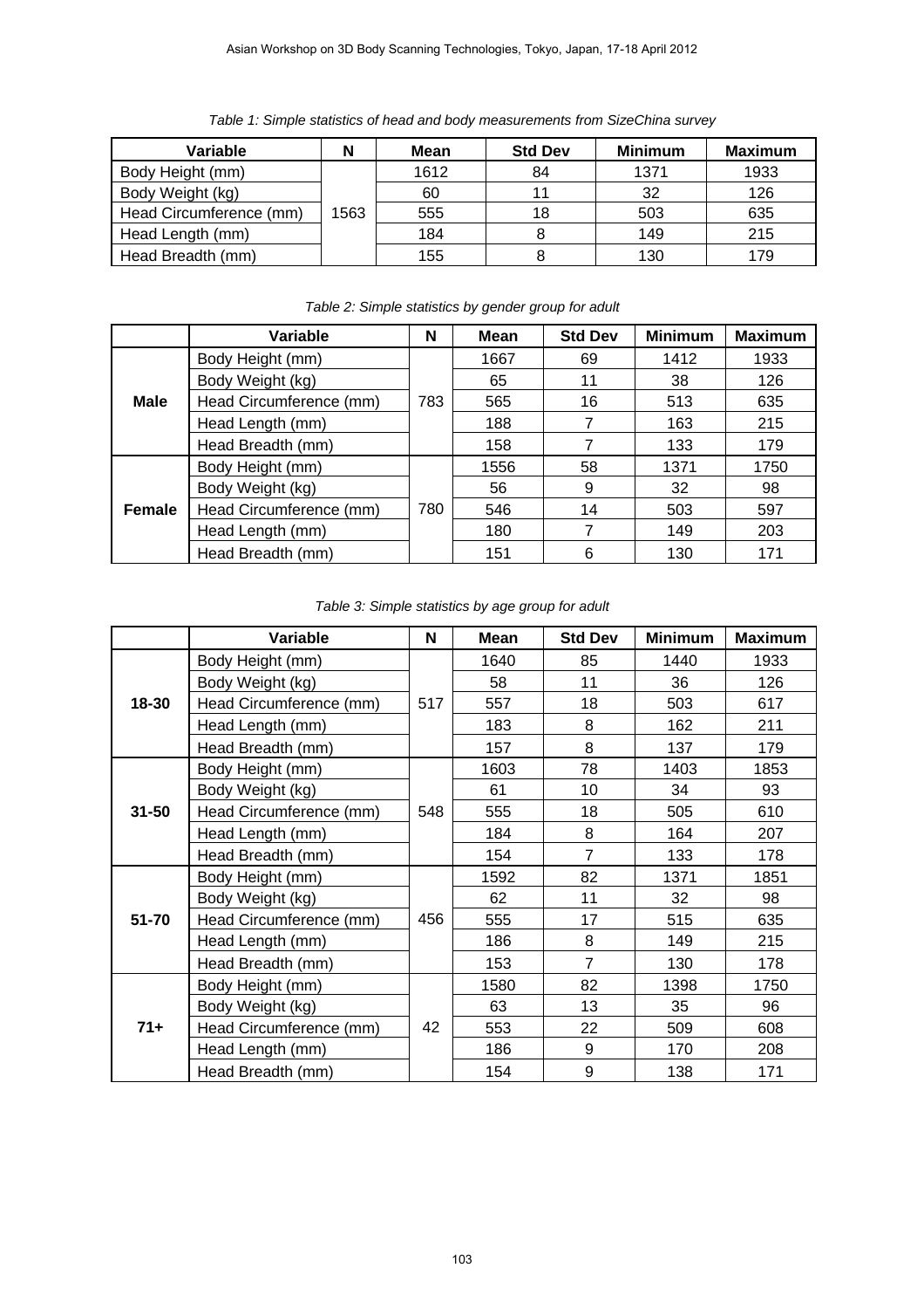*Table 1: Simple statistics of head and body measurements from SizeChina survey*

| Variable | N | Mean | Std Dev | Minimum | Maximum |
|---|---|---|---|---|---|
| Body Height (mm) | 1563 | 1612 | 84 | 1371 | 1933 |
| Body Weight (kg) | | 60 | 11 | 32 | 126 |
| Head Circumference (mm) | | 555 | 18 | 503 | 635 |
| Head Length (mm) | | 184 | 8 | 149 | 215 |
| Head Breadth (mm) | | 155 | 8 | 130 | 179 |

*Table 2: Simple statistics by gender group for adult*

| | Variable | N | Mean | Std Dev | Minimum | Maximum |
|---|---|---|---|---|---|---|
| **Male** | Body Height (mm) | 783 | 1667 | 69 | 1412 | 1933 |
| | Body Weight (kg) | | 65 | 11 | 38 | 126 |
| | Head Circumference (mm) | | 565 | 16 | 513 | 635 |
| | Head Length (mm) | | 188 | 7 | 163 | 215 |
| | Head Breadth (mm) | | 158 | 7 | 133 | 179 |
| **Female** | Body Height (mm) | 780 | 1556 | 58 | 1371 | 1750 |
| | Body Weight (kg) | | 56 | 9 | 32 | 98 |
| | Head Circumference (mm) | | 546 | 14 | 503 | 597 |
| | Head Length (mm) | | 180 | 7 | 149 | 203 |
| | Head Breadth (mm) | | 151 | 6 | 130 | 171 |

*Table 3: Simple statistics by age group for adult*

| | Variable | N | Mean | Std Dev | Minimum | Maximum |
|---|---|---|---|---|---|---|
| **18-30** | Body Height (mm) | 517 | 1640 | 85 | 1440 | 1933 |
| | Body Weight (kg) | | 58 | 11 | 36 | 126 |
| | Head Circumference (mm) | | 557 | 18 | 503 | 617 |
| | Head Length (mm) | | 183 | 8 | 162 | 211 |
| | Head Breadth (mm) | | 157 | 8 | 137 | 179 |
| **31-50** | Body Height (mm) | 548 | 1603 | 78 | 1403 | 1853 |
| | Body Weight (kg) | | 61 | 10 | 34 | 93 |
| | Head Circumference (mm) | | 555 | 18 | 505 | 610 |
| | Head Length (mm) | | 184 | 8 | 164 | 207 |
| | Head Breadth (mm) | | 154 | 7 | 133 | 178 |
| **51-70** | Body Height (mm) | 456 | 1592 | 82 | 1371 | 1851 |
| | Body Weight (kg) | | 62 | 11 | 32 | 98 |
| | Head Circumference (mm) | | 555 | 17 | 515 | 635 |
| | Head Length (mm) | | 186 | 8 | 149 | 215 |
| | Head Breadth (mm) | | 153 | 7 | 130 | 178 |
| **71+** | Body Height (mm) | 42 | 1580 | 82 | 1398 | 1750 |
| | Body Weight (kg) | | 63 | 13 | 35 | 96 |
| | Head Circumference (mm) | | 553 | 22 | 509 | 608 |
| | Head Length (mm) | | 186 | 9 | 170 | 208 |
| | Head Breadth (mm) | | 154 | 9 | 138 | 171 |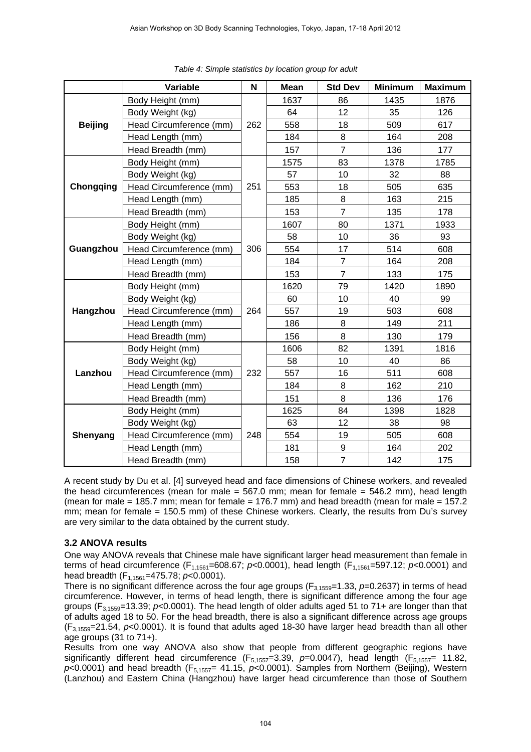*Table 4: Simple statistics by location group for adult*

| | Variable | N | Mean | Std Dev | Minimum | Maximum |
|---|---|---|---|---|---|---|
| **Beijing** | Body Height (mm) | 262 | 1637 | 86 | 1435 | 1876 |
| | Body Weight (kg) | | 64 | 12 | 35 | 126 |
| | Head Circumference (mm) | | 558 | 18 | 509 | 617 |
| | Head Length (mm) | | 184 | 8 | 164 | 208 |
| | Head Breadth (mm) | | 157 | 7 | 136 | 177 |
| **Chongqing** | Body Height (mm) | 251 | 1575 | 83 | 1378 | 1785 |
| | Body Weight (kg) | | 57 | 10 | 32 | 88 |
| | Head Circumference (mm) | | 553 | 18 | 505 | 635 |
| | Head Length (mm) | | 185 | 8 | 163 | 215 |
| | Head Breadth (mm) | | 153 | 7 | 135 | 178 |
| **Guangzhou** | Body Height (mm) | 306 | 1607 | 80 | 1371 | 1933 |
| | Body Weight (kg) | | 58 | 10 | 36 | 93 |
| | Head Circumference (mm) | | 554 | 17 | 514 | 608 |
| | Head Length (mm) | | 184 | 7 | 164 | 208 |
| | Head Breadth (mm) | | 153 | 7 | 133 | 175 |
| **Hangzhou** | Body Height (mm) | 264 | 1620 | 79 | 1420 | 1890 |
| | Body Weight (kg) | | 60 | 10 | 40 | 99 |
| | Head Circumference (mm) | | 557 | 19 | 503 | 608 |
| | Head Length (mm) | | 186 | 8 | 149 | 211 |
| | Head Breadth (mm) | | 156 | 8 | 130 | 179 |
| **Lanzhou** | Body Height (mm) | 232 | 1606 | 82 | 1391 | 1816 |
| | Body Weight (kg) | | 58 | 10 | 40 | 86 |
| | Head Circumference (mm) | | 557 | 16 | 511 | 608 |
| | Head Length (mm) | | 184 | 8 | 162 | 210 |
| | Head Breadth (mm) | | 151 | 8 | 136 | 176 |
| **Shenyang** | Body Height (mm) | 248 | 1625 | 84 | 1398 | 1828 |
| | Body Weight (kg) | | 63 | 12 | 38 | 98 |
| | Head Circumference (mm) | | 554 | 19 | 505 | 608 |
| | Head Length (mm) | | 181 | 9 | 164 | 202 |
| | Head Breadth (mm) | | 158 | 7 | 142 | 175 |

A recent study by Du et al. [4] surveyed head and face dimensions of Chinese workers, and revealed the head circumferences (mean for male = 567.0 mm; mean for female = 546.2 mm), head length (mean for male = 185.7 mm; mean for female = 176.7 mm) and head breadth (mean for male = 157.2 mm; mean for female = 150.5 mm) of these Chinese workers. Clearly, the results from Du's survey are very similar to the data obtained by the current study.

### 3.2 ANOVA results

One way ANOVA reveals that Chinese male have significant larger head measurement than female in terms of head circumference ($F_{1,1561}$=608.67; $p$<0.0001), head length ($F_{1,1561}$=597.12; $p$<0.0001) and head breadth ($F_{1,1561}$=475.78; $p$<0.0001).

There is no significant difference across the four age groups ($F_{3,1559}$=1.33, $p$=0.2637) in terms of head circumference. However, in terms of head length, there is significant difference among the four age groups ($F_{3,1559}$=13.39; $p$<0.0001). The head length of older adults aged 51 to 71+ are longer than that of adults aged 18 to 50. For the head breadth, there is also a significant difference across age groups ($F_{3,1559}$=21.54, $p$<0.0001). It is found that adults aged 18-30 have larger head breadth than all other age groups (31 to 71+).

Results from one way ANOVA also show that people from different geographic regions have significantly different head circumference ($F_{5,1557}$=3.39, $p$=0.0047), head length ($F_{5,1557}$= 11.82, $p$<0.0001) and head breadth ($F_{5,1557}$= 41.15, $p$<0.0001). Samples from Northern (Beijing), Western (Lanzhou) and Eastern China (Hangzhou) have larger head circumference than those of Southern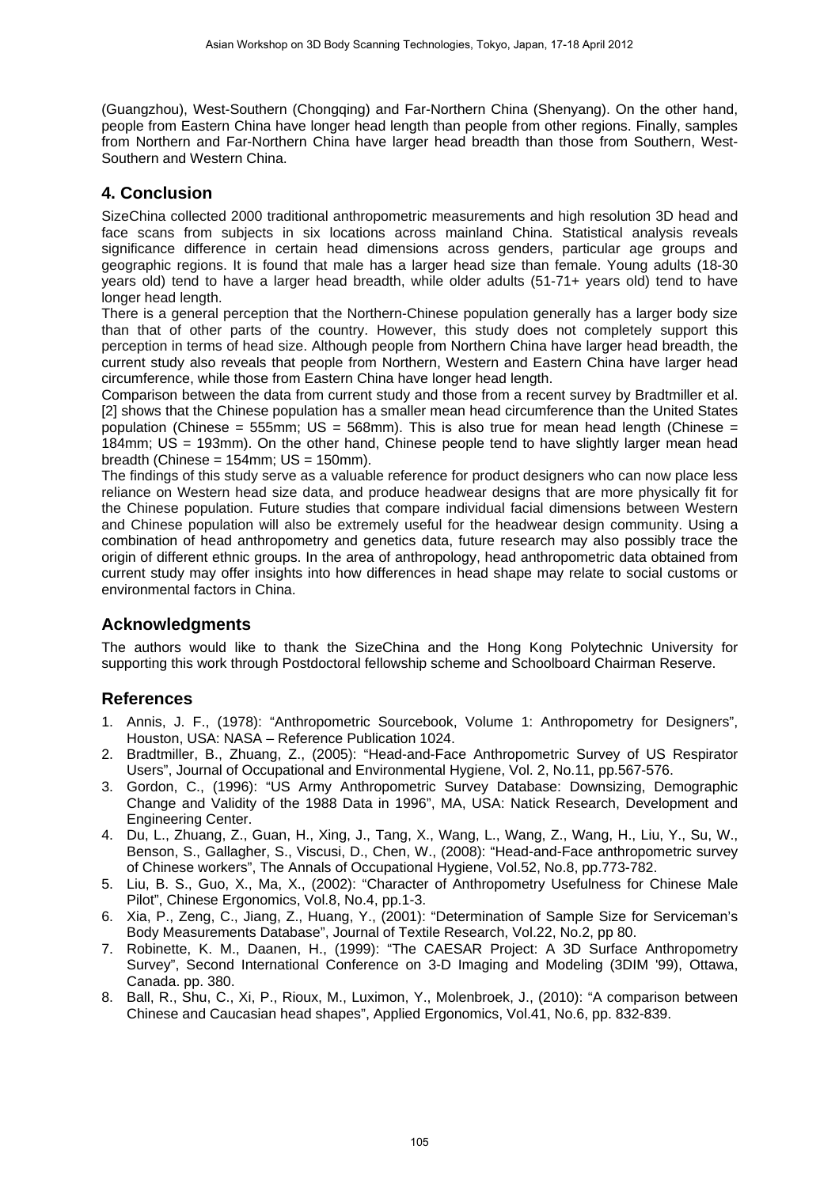(Guangzhou), West-Southern (Chongqing) and Far-Northern China (Shenyang). On the other hand, people from Eastern China have longer head length than people from other regions. Finally, samples from Northern and Far-Northern China have larger head breadth than those from Southern, West-Southern and Western China.

## 4. Conclusion

SizeChina collected 2000 traditional anthropometric measurements and high resolution 3D head and face scans from subjects in six locations across mainland China. Statistical analysis reveals significance difference in certain head dimensions across genders, particular age groups and geographic regions. It is found that male has a larger head size than female. Young adults (18-30 years old) tend to have a larger head breadth, while older adults (51-71+ years old) tend to have longer head length.

There is a general perception that the Northern-Chinese population generally has a larger body size than that of other parts of the country. However, this study does not completely support this perception in terms of head size. Although people from Northern China have larger head breadth, the current study also reveals that people from Northern, Western and Eastern China have larger head circumference, while those from Eastern China have longer head length.

Comparison between the data from current study and those from a recent survey by Bradtmiller et al. [2] shows that the Chinese population has a smaller mean head circumference than the United States population (Chinese = 555mm; US = 568mm). This is also true for mean head length (Chinese = 184mm; US = 193mm). On the other hand, Chinese people tend to have slightly larger mean head breadth (Chinese = 154mm; US = 150mm).

The findings of this study serve as a valuable reference for product designers who can now place less reliance on Western head size data, and produce headwear designs that are more physically fit for the Chinese population. Future studies that compare individual facial dimensions between Western and Chinese population will also be extremely useful for the headwear design community. Using a combination of head anthropometry and genetics data, future research may also possibly trace the origin of different ethnic groups. In the area of anthropology, head anthropometric data obtained from current study may offer insights into how differences in head shape may relate to social customs or environmental factors in China.

## Acknowledgments

The authors would like to thank the SizeChina and the Hong Kong Polytechnic University for supporting this work through Postdoctoral fellowship scheme and Schoolboard Chairman Reserve.

## References

1. Annis, J. F., (1978): "Anthropometric Sourcebook, Volume 1: Anthropometry for Designers", Houston, USA: NASA – Reference Publication 1024.
2. Bradtmiller, B., Zhuang, Z., (2005): "Head-and-Face Anthropometric Survey of US Respirator Users", Journal of Occupational and Environmental Hygiene, Vol. 2, No.11, pp.567-576.
3. Gordon, C., (1996): "US Army Anthropometric Survey Database: Downsizing, Demographic Change and Validity of the 1988 Data in 1996", MA, USA: Natick Research, Development and Engineering Center.
4. Du, L., Zhuang, Z., Guan, H., Xing, J., Tang, X., Wang, L., Wang, Z., Wang, H., Liu, Y., Su, W., Benson, S., Gallagher, S., Viscusi, D., Chen, W., (2008): "Head-and-Face anthropometric survey of Chinese workers", The Annals of Occupational Hygiene, Vol.52, No.8, pp.773-782.
5. Liu, B. S., Guo, X., Ma, X., (2002): "Character of Anthropometry Usefulness for Chinese Male Pilot", Chinese Ergonomics, Vol.8, No.4, pp.1-3.
6. Xia, P., Zeng, C., Jiang, Z., Huang, Y., (2001): "Determination of Sample Size for Serviceman's Body Measurements Database", Journal of Textile Research, Vol.22, No.2, pp 80.
7. Robinette, K. M., Daanen, H., (1999): "The CAESAR Project: A 3D Surface Anthropometry Survey", Second International Conference on 3-D Imaging and Modeling (3DIM '99), Ottawa, Canada. pp. 380.
8. Ball, R., Shu, C., Xi, P., Rioux, M., Luximon, Y., Molenbroek, J., (2010): "A comparison between Chinese and Caucasian head shapes", Applied Ergonomics, Vol.41, No.6, pp. 832-839.